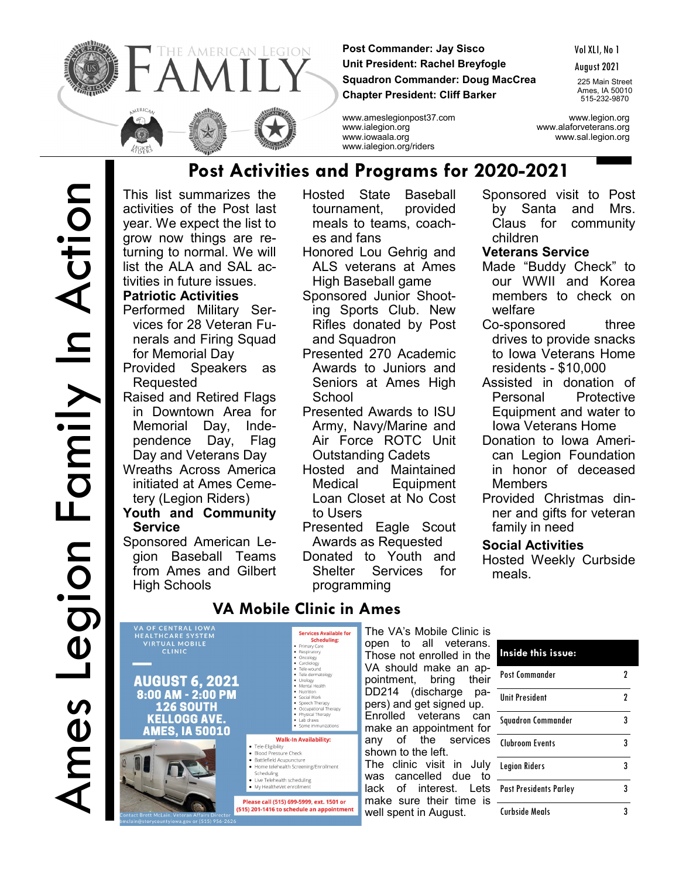# The American Legion FAMILY

**Post Commander: Jay Sisco**
**Unit President: Rachel Breyfogle**
**Squadron Commander: Doug MacCrea**
**Chapter President: Cliff Barker**

Vol XLI, No 1
August 2021
225 Main Street
Ames, IA 50010
515-232-9870

www.ameslegionpost37.com
www.ialegion.org
www.iowaala.org
www.ialegion.org/riders

www.legion.org
www.alaforveterans.org
www.sal.legion.org

Ames Legion Family In Action

## Post Activities and Programs for 2020-2021

This list summarizes the activities of the Post last year. We expect the list to grow now things are returning to normal. We will list the ALA and SAL activities in future issues.

**Patriotic Activities**

- Performed Military Services for 28 Veteran Funerals and Firing Squad for Memorial Day
- Provided Speakers as Requested
- Raised and Retired Flags in Downtown Area for Memorial Day, Independence Day, Flag Day and Veterans Day
- Wreaths Across America initiated at Ames Cemetery (Legion Riders)

**Youth and Community Service**

- Sponsored American Legion Baseball Teams from Ames and Gilbert High Schools
- Hosted State Baseball tournament, provided meals to teams, coaches and fans
- Honored Lou Gehrig and ALS veterans at Ames High Baseball game
- Sponsored Junior Shooting Sports Club. New Rifles donated by Post and Squadron
- Presented 270 Academic Awards to Juniors and Seniors at Ames High School
- Presented Awards to ISU Army, Navy/Marine and Air Force ROTC Unit Outstanding Cadets
- Hosted and Maintained Medical Equipment Loan Closet at No Cost to Users
- Presented Eagle Scout Awards as Requested
- Donated to Youth and Shelter Services for programming
- Sponsored visit to Post by Santa and Mrs. Claus for community children

**Veterans Service**

- Made "Buddy Check" to our WWII and Korea members to check on welfare
- Co-sponsored three drives to provide snacks to Iowa Veterans Home residents - $10,000
- Assisted in donation of Personal Protective Equipment and water to Iowa Veterans Home
- Donation to Iowa American Legion Foundation in honor of deceased Members
- Provided Christmas dinner and gifts for veteran family in need

**Social Activities**

- Hosted Weekly Curbside meals.

## VA Mobile Clinic in Ames

VA OF CENTRAL IOWA HEALTHCARE SYSTEM VIRTUAL MOBILE CLINIC

**AUGUST 6, 2021**
**8:00 AM - 2:00 PM**
**126 SOUTH KELLOGG AVE. AMES, IA 50010**

**Services Available for Scheduling:**
- Primary Care
- Respiratory
- Oncology
- Cardiology
- Tele-wound
- Tele-dermatology
- Urology
- Mental Health
- Nutrition
- Social Work
- Speech Therapy
- Occupational Therapy
- Physical Therapy
- Lab draws
- Some immunizations

**Walk-In Availability:**
- Tele-Eligibility
- Blood Pressure Check
- Battlefield Acupuncture
- Home telehealth Screening/Enrollment Scheduling
- Live Telehealth scheduling
- My HealtheVet enrollment

Please call (515) 699-5999, ext. 1501 or (515) 201-1416 to schedule an appointment

Contact Brett McLain, Veteran Affairs Director bmclain@storycountyiowa.gov or (515) 956-2626

The VA's Mobile Clinic is open to all veterans. Those not enrolled in the VA should make an appointment, bring their DD214 (discharge papers) and get signed up. Enrolled veterans can make an appointment for any of the services shown to the left. The clinic visit in July was cancelled due to lack of interest. Lets make sure their time is well spent in August.

| Inside this issue: | |
|---|---|
| Post Commander | 2 |
| Unit President | 2 |
| Squadron Commander | 3 |
| Clubroom Events | 3 |
| Legion Riders | 3 |
| Past Presidents Parley | 3 |
| Curbside Meals | 3 |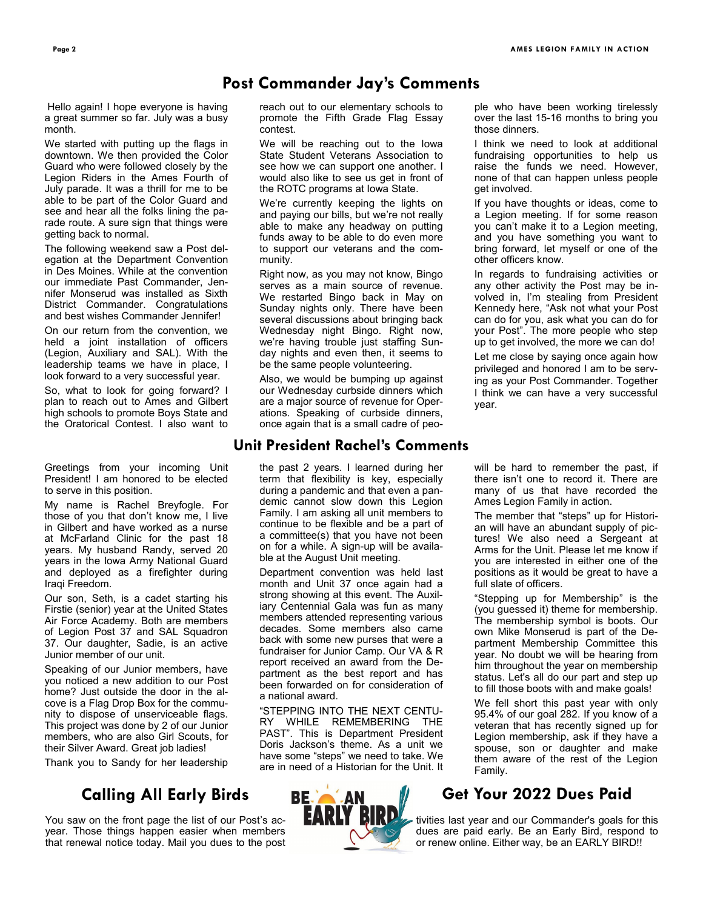## Post Commander Jay's Comments

Hello again! I hope everyone is having a great summer so far. July was a busy month.

We started with putting up the flags in downtown. We then provided the Color Guard who were followed closely by the Legion Riders in the Ames Fourth of July parade. It was a thrill for me to be able to be part of the Color Guard and see and hear all the folks lining the parade route. A sure sign that things were getting back to normal.

The following weekend saw a Post delegation at the Department Convention in Des Moines. While at the convention our immediate Past Commander, Jennifer Monserud was installed as Sixth District Commander. Congratulations and best wishes Commander Jennifer!

On our return from the convention, we held a joint installation of officers (Legion, Auxiliary and SAL). With the leadership teams we have in place, I look forward to a very successful year.

So, what to look for going forward? I plan to reach out to Ames and Gilbert high schools to promote Boys State and the Oratorical Contest. I also want to reach out to our elementary schools to promote the Fifth Grade Flag Essay contest.

We will be reaching out to the Iowa State Student Veterans Association to see how we can support one another. I would also like to see us get in front of the ROTC programs at Iowa State.

We're currently keeping the lights on and paying our bills, but we're not really able to make any headway on putting funds away to be able to do even more to support our veterans and the community.

Right now, as you may not know, Bingo serves as a main source of revenue. We restarted Bingo back in May on Sunday nights only. There have been several discussions about bringing back Wednesday night Bingo. Right now, we're having trouble just staffing Sunday nights and even then, it seems to be the same people volunteering.

Also, we would be bumping up against our Wednesday curbside dinners which are a major source of revenue for Operations. Speaking of curbside dinners, once again that is a small cadre of people who have been working tirelessly over the last 15-16 months to bring you those dinners.

I think we need to look at additional fundraising opportunities to help us raise the funds we need. However, none of that can happen unless people get involved.

If you have thoughts or ideas, come to a Legion meeting. If for some reason you can't make it to a Legion meeting, and you have something you want to bring forward, let myself or one of the other officers know.

In regards to fundraising activities or any other activity the Post may be involved in, I'm stealing from President Kennedy here, "Ask not what your Post can do for you, ask what you can do for your Post". The more people who step up to get involved, the more we can do!

Let me close by saying once again how privileged and honored I am to be serving as your Post Commander. Together I think we can have a very successful year.

## Unit President Rachel's Comments

Greetings from your incoming Unit President! I am honored to be elected to serve in this position.

My name is Rachel Breyfogle. For those of you that don't know me, I live in Gilbert and have worked as a nurse at McFarland Clinic for the past 18 years. My husband Randy, served 20 years in the Iowa Army National Guard and deployed as a firefighter during Iraqi Freedom.

Our son, Seth, is a cadet starting his Firstie (senior) year at the United States Air Force Academy. Both are members of Legion Post 37 and SAL Squadron 37. Our daughter, Sadie, is an active Junior member of our unit.

Speaking of our Junior members, have you noticed a new addition to our Post home? Just outside the door in the alcove is a Flag Drop Box for the community to dispose of unserviceable flags. This project was done by 2 of our Junior members, who are also Girl Scouts, for their Silver Award. Great job ladies!

Thank you to Sandy for her leadership the past 2 years. I learned during her term that flexibility is key, especially during a pandemic and that even a pandemic cannot slow down this Legion Family. I am asking all unit members to continue to be flexible and be a part of a committee(s) that you have not been on for a while. A sign-up will be available at the August Unit meeting.

Department convention was held last month and Unit 37 once again had a strong showing at this event. The Auxiliary Centennial Gala was fun as many members attended representing various decades. Some members also came back with some new purses that were a fundraiser for Junior Camp. Our VA & R report received an award from the Department as the best report and has been forwarded on for consideration of a national award.

"STEPPING INTO THE NEXT CENTURY WHILE REMEMBERING THE PAST". This is Department President Doris Jackson's theme. As a unit we have some "steps" we need to take. We are in need of a Historian for the Unit. It will be hard to remember the past, if there isn't one to record it. There are many of us that have recorded the Ames Legion Family in action.

The member that "steps" up for Historian will have an abundant supply of pictures! We also need a Sergeant at Arms for the Unit. Please let me know if you are interested in either one of the positions as it would be great to have a full slate of officers.

"Stepping up for Membership" is the (you guessed it) theme for membership. The membership symbol is boots. Our own Mike Monserud is part of the Department Membership Committee this year. No doubt we will be hearing from him throughout the year on membership status. Let's all do our part and step up to fill those boots with and make goals!

We fell short this past year with only 95.4% of our goal 282. If you know of a veteran that has recently signed up for Legion membership, ask if they have a spouse, son or daughter and make them aware of the rest of the Legion Family.

## Calling All Early Birds — Get Your 2022 Dues Paid

BE AN EARLY BIRD

You saw on the front page the list of our Post's activities last year and our Commander's goals for this year. Those things happen easier when members dues are paid early. Be an Early Bird, respond to that renewal notice today. Mail you dues to the post or renew online. Either way, be an EARLY BIRD!!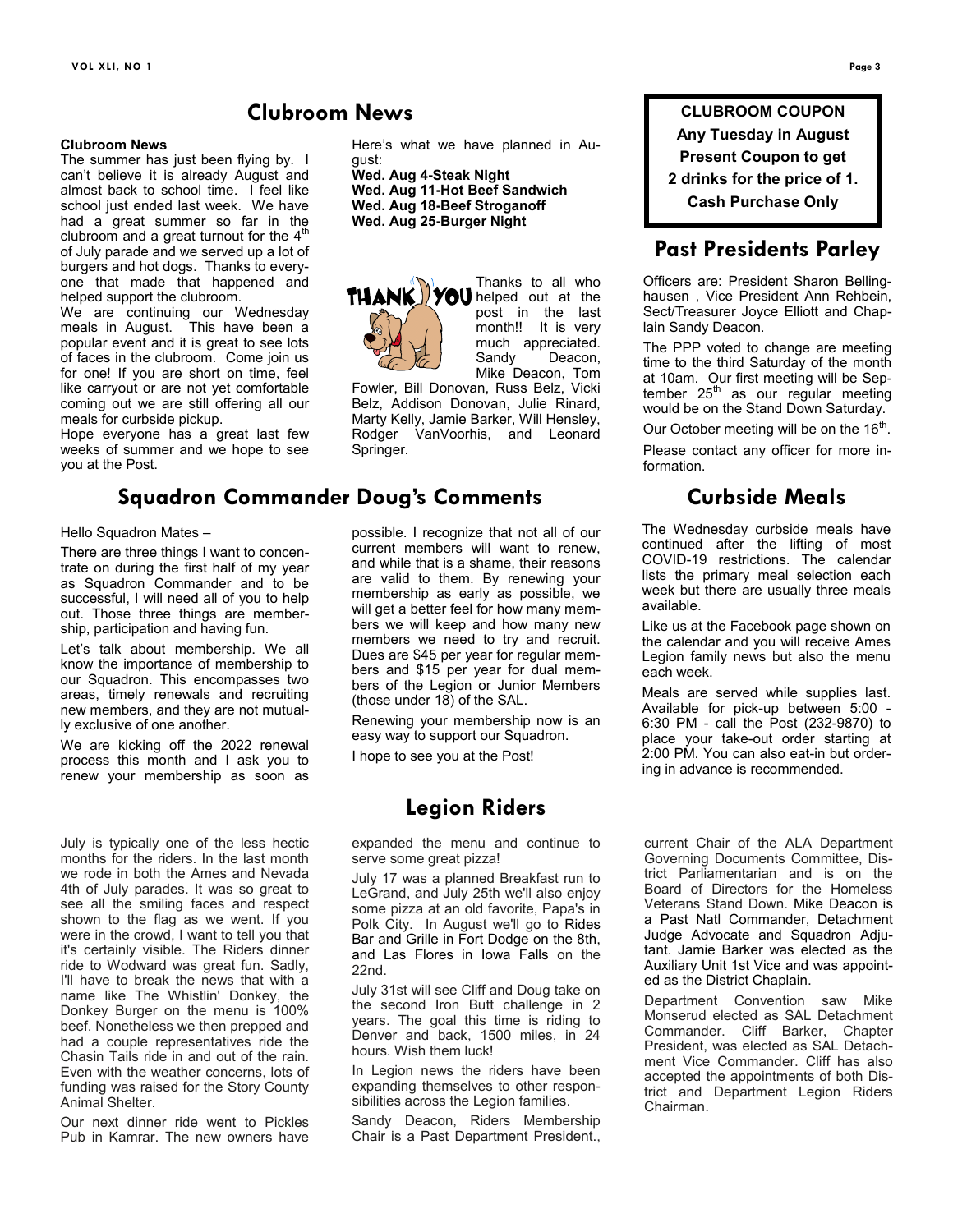## Clubroom News

**Clubroom News**

The summer has just been flying by. I can't believe it is already August and almost back to school time. I feel like school just ended last week. We have had a great summer so far in the clubroom and a great turnout for the 4th of July parade and we served up a lot of burgers and hot dogs. Thanks to everyone that made that happened and helped support the clubroom.

We are continuing our Wednesday meals in August. This have been a popular event and it is great to see lots of faces in the clubroom. Come join us for one! If you are short on time, feel like carryout or are not yet comfortable coming out we are still offering all our meals for curbside pickup.

Hope everyone has a great last few weeks of summer and we hope to see you at the Post.

Here's what we have planned in August:

**Wed. Aug 4-Steak Night**
**Wed. Aug 11-Hot Beef Sandwich**
**Wed. Aug 18-Beef Stroganoff**
**Wed. Aug 25-Burger Night**

THANK YOU

Thanks to all who helped out at the post in the last month!! It is very much appreciated. Sandy Deacon, Mike Deacon, Tom Fowler, Bill Donovan, Russ Belz, Vicki Belz, Addison Donovan, Julie Rinard, Marty Kelly, Jamie Barker, Will Hensley, Rodger VanVoorhis, and Leonard Springer.

**CLUBROOM COUPON**
**Any Tuesday in August**
**Present Coupon to get**
**2 drinks for the price of 1.**
**Cash Purchase Only**

## Past Presidents Parley

Officers are: President Sharon Bellinghausen , Vice President Ann Rehbein, Sect/Treasurer Joyce Elliott and Chaplain Sandy Deacon.

The PPP voted to change are meeting time to the third Saturday of the month at 10am. Our first meeting will be September 25th as our regular meeting would be on the Stand Down Saturday.

Our October meeting will be on the 16th.

Please contact any officer for more information.

## Squadron Commander Doug's Comments

Hello Squadron Mates –

There are three things I want to concentrate on during the first half of my year as Squadron Commander and to be successful, I will need all of you to help out. Those three things are membership, participation and having fun.

Let's talk about membership. We all know the importance of membership to our Squadron. This encompasses two areas, timely renewals and recruiting new members, and they are not mutually exclusive of one another.

We are kicking off the 2022 renewal process this month and I ask you to renew your membership as soon as possible. I recognize that not all of our current members will want to renew, and while that is a shame, their reasons are valid to them. By renewing your membership as early as possible, we will get a better feel for how many members we will keep and how many new members we need to try and recruit. Dues are $45 per year for regular members and $15 per year for dual members of the Legion or Junior Members (those under 18) of the SAL.

Renewing your membership now is an easy way to support our Squadron.

I hope to see you at the Post!

## Curbside Meals

The Wednesday curbside meals have continued after the lifting of most COVID-19 restrictions. The calendar lists the primary meal selection each week but there are usually three meals available.

Like us at the Facebook page shown on the calendar and you will receive Ames Legion family news but also the menu each week.

Meals are served while supplies last. Available for pick-up between 5:00 - 6:30 PM - call the Post (232-9870) to place your take-out order starting at 2:00 PM. You can also eat-in but ordering in advance is recommended.

## Legion Riders

July is typically one of the less hectic months for the riders. In the last month we rode in both the Ames and Nevada 4th of July parades. It was so great to see all the smiling faces and respect shown to the flag as we went. If you were in the crowd, I want to tell you that it's certainly visible. The Riders dinner ride to Wodward was great fun. Sadly, I'll have to break the news that with a name like The Whistlin' Donkey, the Donkey Burger on the menu is 100% beef. Nonetheless we then prepped and had a couple representatives ride the Chasin Tails ride in and out of the rain. Even with the weather concerns, lots of funding was raised for the Story County Animal Shelter.

Our next dinner ride went to Pickles Pub in Kamrar. The new owners have expanded the menu and continue to serve some great pizza!

July 17 was a planned Breakfast run to LeGrand, and July 25th we'll also enjoy some pizza at an old favorite, Papa's in Polk City. In August we'll go to Rides Bar and Grille in Fort Dodge on the 8th, and Las Flores in Iowa Falls on the 22nd.

July 31st will see Cliff and Doug take on the second Iron Butt challenge in 2 years. The goal this time is riding to Denver and back, 1500 miles, in 24 hours. Wish them luck!

In Legion news the riders have been expanding themselves to other responsibilities across the Legion families.

Sandy Deacon, Riders Membership Chair is a Past Department President., current Chair of the ALA Department Governing Documents Committee, District Parliamentarian and is on the Board of Directors for the Homeless Veterans Stand Down. Mike Deacon is a Past Natl Commander, Detachment Judge Advocate and Squadron Adjutant. Jamie Barker was elected as the Auxiliary Unit 1st Vice and was appointed as the District Chaplain.

Department Convention saw Mike Monserud elected as SAL Detachment Commander. Cliff Barker, Chapter President, was elected as SAL Detachment Vice Commander. Cliff has also accepted the appointments of both District and Department Legion Riders Chairman.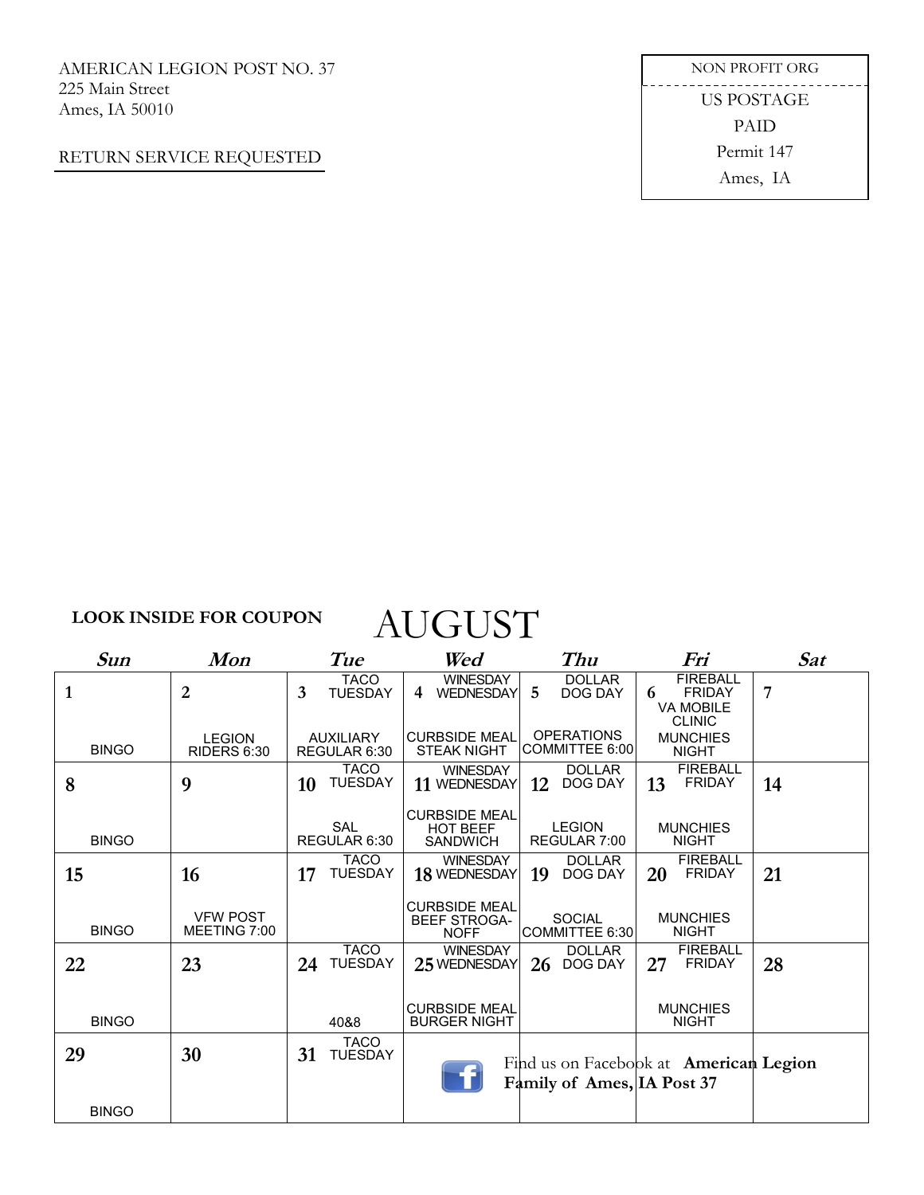AMERICAN LEGION POST NO. 37
225 Main Street
Ames, IA 50010

RETURN SERVICE REQUESTED

NON PROFIT ORG
US POSTAGE
PAID
Permit 147
Ames, IA

**LOOK INSIDE FOR COUPON**

# AUGUST

| *Sun* | *Mon* | *Tue* | *Wed* | *Thu* | *Fri* | *Sat* |
|---|---|---|---|---|---|---|
| 1 BINGO | 2 LEGION RIDERS 6:30 | 3 TACO TUESDAY AUXILIARY REGULAR 6:30 | 4 WINESDAY WEDNESDAY CURBSIDE MEAL STEAK NIGHT | 5 DOLLAR DOG DAY OPERATIONS COMMITTEE 6:00 | 6 FIREBALL FRIDAY VA MOBILE CLINIC MUNCHIES NIGHT | 7 |
| 8 BINGO | 9 | 10 TACO TUESDAY SAL REGULAR 6:30 | 11 WINESDAY WEDNESDAY CURBSIDE MEAL HOT BEEF SANDWICH | 12 DOLLAR DOG DAY LEGION REGULAR 7:00 | 13 FIREBALL FRIDAY MUNCHIES NIGHT | 14 |
| 15 BINGO | 16 VFW POST MEETING 7:00 | 17 TACO TUESDAY | 18 WINESDAY WEDNESDAY CURBSIDE MEAL BEEF STROGA-NOFF | 19 DOLLAR DOG DAY SOCIAL COMMITTEE 6:30 | 20 FIREBALL FRIDAY MUNCHIES NIGHT | 21 |
| 22 BINGO | 23 | 24 TACO TUESDAY 40&8 | 25 WINESDAY WEDNESDAY CURBSIDE MEAL BURGER NIGHT | 26 DOLLAR DOG DAY | 27 FIREBALL FRIDAY MUNCHIES NIGHT | 28 |
| 29 BINGO | 30 | 31 TACO TUESDAY | | | | |

Find us on Facebook at **American Legion Family of Ames, IA Post 37**